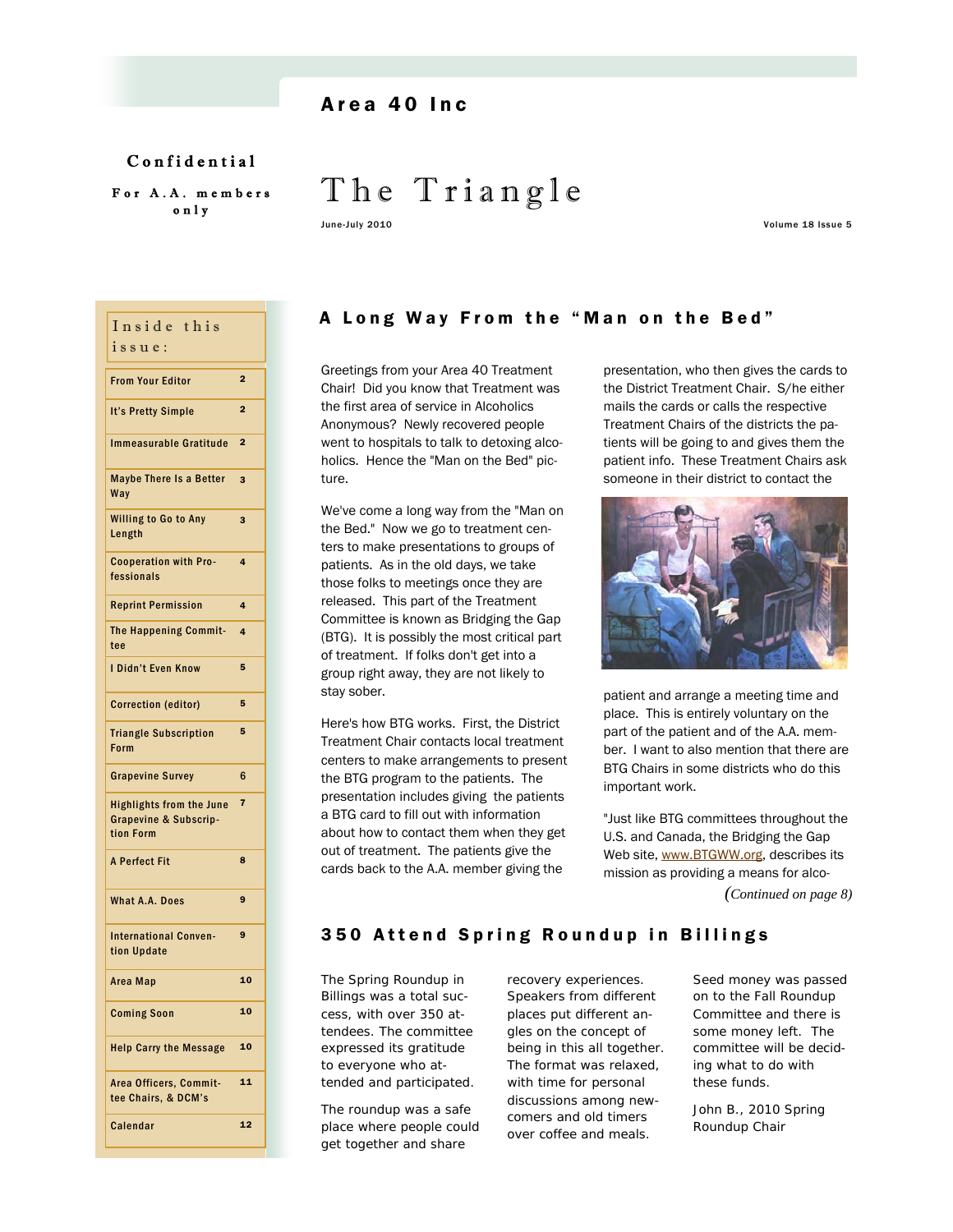Area 40 Inc

**Confidential**

**For A.A. members only**

# The Triangle

June-July 2010 — Volume 18 Issue 5

| Inside this issue: | |
|---|---|
| From Your Editor | 2 |
| It's Pretty Simple | 2 |
| Immeasurable Gratitude | 2 |
| Maybe There Is a Better Way | 3 |
| Willing to Go to Any Length | 3 |
| Cooperation with Professionals | 4 |
| Reprint Permission | 4 |
| The Happening Committee | 4 |
| I Didn't Even Know | 5 |
| Correction (editor) | 5 |
| Triangle Subscription Form | 5 |
| Grapevine Survey | 6 |
| Highlights from the June Grapevine & Subscription Form | 7 |
| A Perfect Fit | 8 |
| What A.A. Does | 9 |
| International Convention Update | 9 |
| Area Map | 10 |
| Coming Soon | 10 |
| Help Carry the Message | 10 |
| Area Officers, Committee Chairs, & DCM's | 11 |
| Calendar | 12 |

## A Long Way From the "Man on the Bed"

Greetings from your Area 40 Treatment Chair! Did you know that Treatment was the first area of service in Alcoholics Anonymous? Newly recovered people went to hospitals to talk to detoxing alcoholics. Hence the "Man on the Bed" picture.

We've come a long way from the "Man on the Bed." Now we go to treatment centers to make presentations to groups of patients. As in the old days, we take those folks to meetings once they are released. This part of the Treatment Committee is known as Bridging the Gap (BTG). It is possibly the most critical part of treatment. If folks don't get into a group right away, they are not likely to stay sober.

Here's how BTG works. First, the District Treatment Chair contacts local treatment centers to make arrangements to present the BTG program to the patients. The presentation includes giving the patients a BTG card to fill out with information about how to contact them when they get out of treatment. The patients give the cards back to the A.A. member giving the presentation, who then gives the cards to the District Treatment Chair. S/he either mails the cards or calls the respective Treatment Chairs of the districts the patients will be going to and gives them the patient info. These Treatment Chairs ask someone in their district to contact the patient and arrange a meeting time and place. This is entirely voluntary on the part of the patient and of the A.A. member. I want to also mention that there are BTG Chairs in some districts who do this important work.

"Just like BTG committees throughout the U.S. and Canada, the Bridging the Gap Web site, www.BTGWW.org, describes its mission as providing a means for alco-

*(Continued on page 8)*

## 350 Attend Spring Roundup in Billings

The Spring Roundup in Billings was a total success, with over 350 attendees. The committee expressed its gratitude to everyone who attended and participated.

The roundup was a safe place where people could get together and share recovery experiences. Speakers from different places put different angles on the concept of being in this all together. The format was relaxed, with time for personal discussions among newcomers and old timers over coffee and meals.

Seed money was passed on to the Fall Roundup Committee and there is some money left. The committee will be deciding what to do with these funds.

John B., 2010 Spring Roundup Chair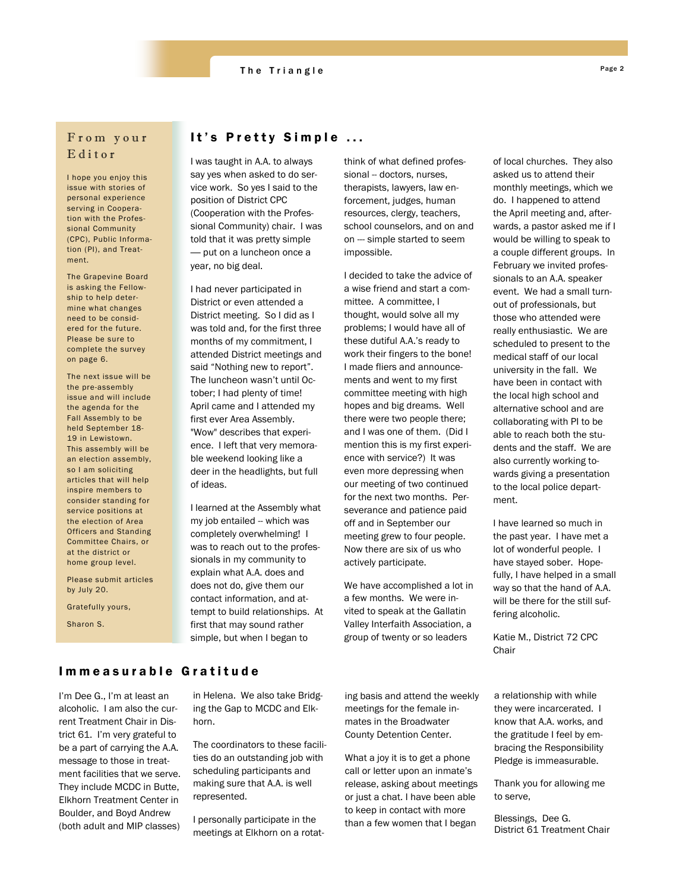## From your Editor

I hope you enjoy this issue with stories of personal experience serving in Cooperation with the Professional Community (CPC), Public Information (PI), and Treatment.

The Grapevine Board is asking the Fellowship to help determine what changes need to be considered for the future. Please be sure to complete the survey on page 6.

The next issue will be the pre-assembly issue and will include the agenda for the Fall Assembly to be held September 18-19 in Lewistown. This assembly will be an election assembly, so I am soliciting articles that will help inspire members to consider standing for service positions at the election of Area Officers and Standing Committee Chairs, or at the district or home group level.

Please submit articles by July 20.

Gratefully yours,

Sharon S.

## It's Pretty Simple ...

I was taught in A.A. to always say yes when asked to do service work. So yes I said to the position of District CPC (Cooperation with the Professional Community) chair. I was told that it was pretty simple — put on a luncheon once a year, no big deal.

I had never participated in District or even attended a District meeting. So I did as I was told and, for the first three months of my commitment, I attended District meetings and said "Nothing new to report". The luncheon wasn't until October; I had plenty of time! April came and I attended my first ever Area Assembly. "Wow" describes that experience. I left that very memorable weekend looking like a deer in the headlights, but full of ideas.

I learned at the Assembly what my job entailed -- which was completely overwhelming! I was to reach out to the professionals in my community to explain what A.A. does and does not do, give them our contact information, and attempt to build relationships. At first that may sound rather simple, but when I began to think of what defined professional -- doctors, nurses, therapists, lawyers, law enforcement, judges, human resources, clergy, teachers, school counselors, and on and on --- simple started to seem impossible.

I decided to take the advice of a wise friend and start a committee. A committee, I thought, would solve all my problems; I would have all of these dutiful A.A.'s ready to work their fingers to the bone! I made fliers and announcements and went to my first committee meeting with high hopes and big dreams. Well there were two people there; and I was one of them. (Did I mention this is my first experience with service?) It was even more depressing when our meeting of two continued for the next two months. Perseverance and patience paid off and in September our meeting grew to four people. Now there are six of us who actively participate.

We have accomplished a lot in a few months. We were invited to speak at the Gallatin Valley Interfaith Association, a group of twenty or so leaders of local churches. They also asked us to attend their monthly meetings, which we do. I happened to attend the April meeting and, afterwards, a pastor asked me if I would be willing to speak to a couple different groups. In February we invited professionals to an A.A. speaker event. We had a small turnout of professionals, but those who attended were really enthusiastic. We are scheduled to present to the medical staff of our local university in the fall. We have been in contact with the local high school and alternative school and are collaborating with PI to be able to reach both the students and the staff. We are also currently working towards giving a presentation to the local police department.

I have learned so much in the past year. I have met a lot of wonderful people. I have stayed sober. Hopefully, I have helped in a small way so that the hand of A.A. will be there for the still suffering alcoholic.

Katie M., District 72 CPC Chair

## Immeasurable Gratitude

I'm Dee G., I'm at least an alcoholic. I am also the current Treatment Chair in District 61. I'm very grateful to be a part of carrying the A.A. message to those in treatment facilities that we serve. They include MCDC in Butte, Elkhorn Treatment Center in Boulder, and Boyd Andrew (both adult and MIP classes) in Helena. We also take Bridging the Gap to MCDC and Elkhorn.

The coordinators to these facilities do an outstanding job with scheduling participants and making sure that A.A. is well represented.

I personally participate in the meetings at Elkhorn on a rotating basis and attend the weekly meetings for the female inmates in the Broadwater County Detention Center.

What a joy it is to get a phone call or letter upon an inmate's release, asking about meetings or just a chat. I have been able to keep in contact with more than a few women that I began a relationship with while they were incarcerated. I know that A.A. works, and the gratitude I feel by embracing the Responsibility Pledge is immeasurable.

Thank you for allowing me to serve,

Blessings, Dee G.
District 61 Treatment Chair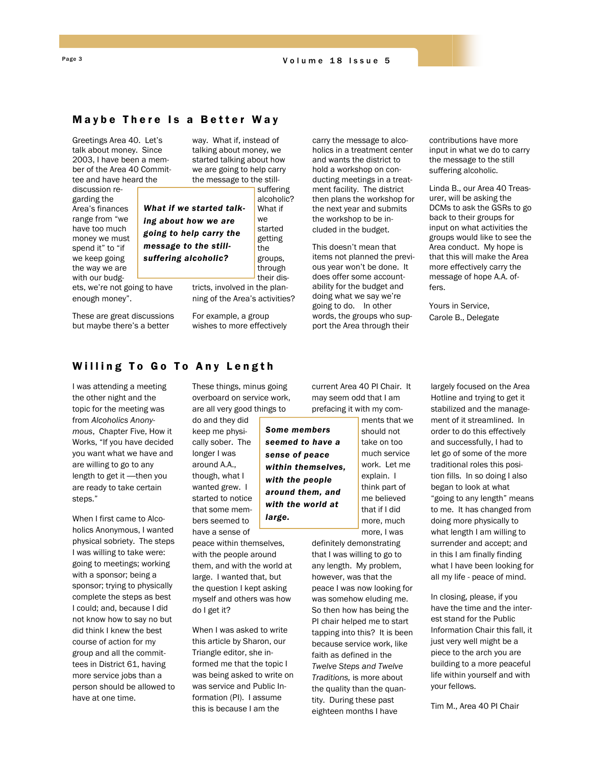## Maybe There Is a Better Way

Greetings Area 40. Let's talk about money. Since 2003, I have been a member of the Area 40 Committee and have heard the discussion regarding the Area's finances range from "we have too much money we must spend it" to "if we keep going the way we are with our budgets, we're not going to have enough money".

These are great discussions but maybe there's a better way. What if, instead of talking about money, we started talking about how we are going to help carry the message to the still-suffering alcoholic? What if we started getting the groups, through their districts, involved in the planning of the Area's activities?

> ***What if we started talking about how we are going to help carry the message to the still-suffering alcoholic?***

For example, a group wishes to more effectively carry the message to alcoholics in a treatment center and wants the district to hold a workshop on conducting meetings in a treatment facility. The district then plans the workshop for the next year and submits the workshop to be included in the budget.

This doesn't mean that items not planned the previous year won't be done. It does offer some accountability for the budget and doing what we say we're going to do. In other words, the groups who support the Area through their contributions have more input in what we do to carry the message to the still suffering alcoholic.

Linda B., our Area 40 Treasurer, will be asking the DCMs to ask the GSRs to go back to their groups for input on what activities the groups would like to see the Area conduct. My hope is that this will make the Area more effectively carry the message of hope A.A. offers.

Yours in Service,
Carole B., Delegate

## Willing To Go To Any Length

I was attending a meeting the other night and the topic for the meeting was from *Alcoholics Anonymous*, Chapter Five, How it Works, "If you have decided you want what we have and are willing to go to any length to get it —then you are ready to take certain steps."

When I first came to Alcoholics Anonymous, I wanted physical sobriety. The steps I was willing to take were: going to meetings; working with a sponsor; being a sponsor; trying to physically complete the steps as best I could; and, because I did not know how to say no but did think I knew the best course of action for my group and all the committees in District 61, having more service jobs than a person should be allowed to have at one time.

These things, minus going overboard on service work, are all very good things to do and they did keep me physically sober. The longer I was around A.A., though, what I wanted grew. I started to notice that some members seemed to have a sense of peace within themselves, with the people around them, and with the world at large. I wanted that, but the question I kept asking myself and others was how do I get it?

> ***Some members seemed to have a sense of peace within themselves, with the people around them, and with the world at large.***

When I was asked to write this article by Sharon, our Triangle editor, she informed me that the topic I was being asked to write on was service and Public Information (PI). I assume this is because I am the current Area 40 PI Chair. It may seem odd that I am prefacing it with my comments that we should not take on too much service work. Let me explain. I think part of me believed that if I did more, much more, I was definitely demonstrating that I was willing to go to any length. My problem, however, was that the peace I was now looking for was somehow eluding me. So then how has being the PI chair helped me to start tapping into this? It is been because service work, like faith as defined in the *Twelve Steps and Twelve Traditions,* is more about the quality than the quantity. During these past eighteen months I have largely focused on the Area Hotline and trying to get it stabilized and the management of it streamlined. In order to do this effectively and successfully, I had to let go of some of the more traditional roles this position fills. In so doing I also began to look at what "going to any length" means to me. It has changed from doing more physically to what length I am willing to surrender and accept; and in this I am finally finding what I have been looking for all my life - peace of mind.

In closing, please, if you have the time and the interest stand for the Public Information Chair this fall, it just very well might be a piece to the arch you are building to a more peaceful life within yourself and with your fellows.

Tim M., Area 40 PI Chair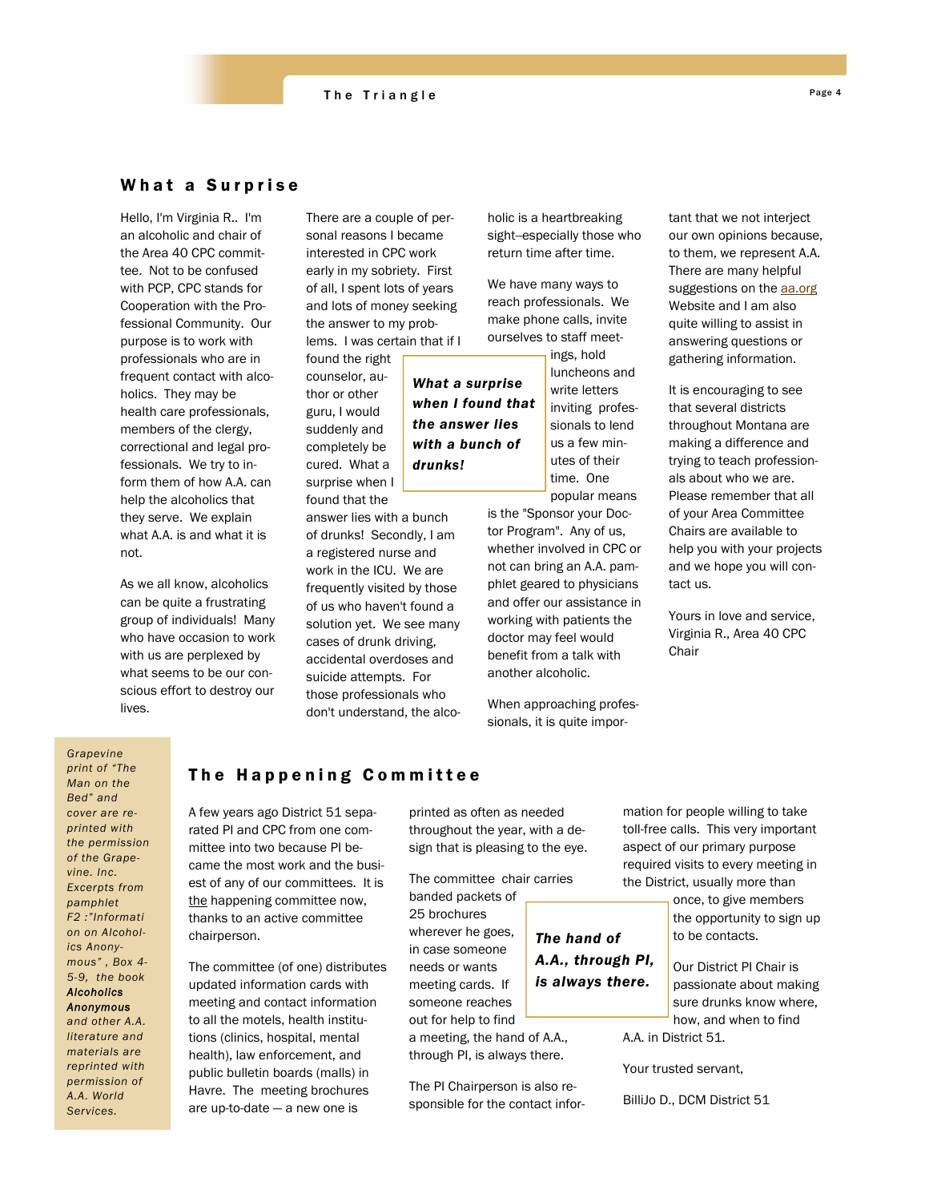## What a Surprise

Hello, I'm Virginia R.. I'm an alcoholic and chair of the Area 40 CPC committee. Not to be confused with PCP, CPC stands for Cooperation with the Professional Community. Our purpose is to work with professionals who are in frequent contact with alcoholics. They may be health care professionals, members of the clergy, correctional and legal professionals. We try to inform them of how A.A. can help the alcoholics that they serve. We explain what A.A. is and what it is not.

As we all know, alcoholics can be quite a frustrating group of individuals! Many who have occasion to work with us are perplexed by what seems to be our conscious effort to destroy our lives.

There are a couple of personal reasons I became interested in CPC work early in my sobriety. First of all, I spent lots of years and lots of money seeking the answer to my problems. I was certain that if I found the right counselor, author or other guru, I would suddenly and completely be cured. What a surprise when I found that the answer lies with a bunch of drunks! Secondly, I am a registered nurse and work in the ICU. We are frequently visited by those of us who haven't found a solution yet. We see many cases of drunk driving, accidental overdoses and suicide attempts. For those professionals who don't understand, the alcoholic is a heartbreaking sight--especially those who return time after time.

> ***What a surprise when I found that the answer lies with a bunch of drunks!***

We have many ways to reach professionals. We make phone calls, invite ourselves to staff meetings, hold luncheons and write letters inviting professionals to lend us a few minutes of their time. One popular means is the "Sponsor your Doctor Program". Any of us, whether involved in CPC or not can bring an A.A. pamphlet geared to physicians and offer our assistance in working with patients the doctor may feel would benefit from a talk with another alcoholic.

When approaching professionals, it is quite important that we not interject our own opinions because, to them, we represent A.A. There are many helpful suggestions on the aa.org Website and I am also quite willing to assist in answering questions or gathering information.

It is encouraging to see that several districts throughout Montana are making a difference and trying to teach professionals about who we are. Please remember that all of your Area Committee Chairs are available to help you with your projects and we hope you will contact us.

Yours in love and service,
Virginia R., Area 40 CPC Chair

*Grapevine print of "The Man on the Bed" and cover are reprinted with the permission of the Grapevine. Inc. Excerpts from pamphlet F2 :"Information on Alcoholics Anonymous" , Box 4-5-9, the book* ***Alcoholics Anonymous*** *and other A.A. literature and materials are reprinted with permission of A.A. World Services.*

## The Happening Committee

A few years ago District 51 separated PI and CPC from one committee into two because PI became the most work and the busiest of any of our committees. It is the happening committee now, thanks to an active committee chairperson.

The committee (of one) distributes updated information cards with meeting and contact information to all the motels, health institutions (clinics, hospital, mental health), law enforcement, and public bulletin boards (malls) in Havre. The meeting brochures are up-to-date — a new one is printed as often as needed throughout the year, with a design that is pleasing to the eye.

The committee chair carries banded packets of 25 brochures wherever he goes, in case someone needs or wants meeting cards. If someone reaches out for help to find a meeting, the hand of A.A., through PI, is always there.

> ***The hand of A.A., through PI, is always there.***

The PI Chairperson is also responsible for the contact information for people willing to take toll-free calls. This very important aspect of our primary purpose required visits to every meeting in the District, usually more than once, to give members the opportunity to sign up to be contacts.

Our District PI Chair is passionate about making sure drunks know where, how, and when to find A.A. in District 51.

Your trusted servant,

BilliJo D., DCM District 51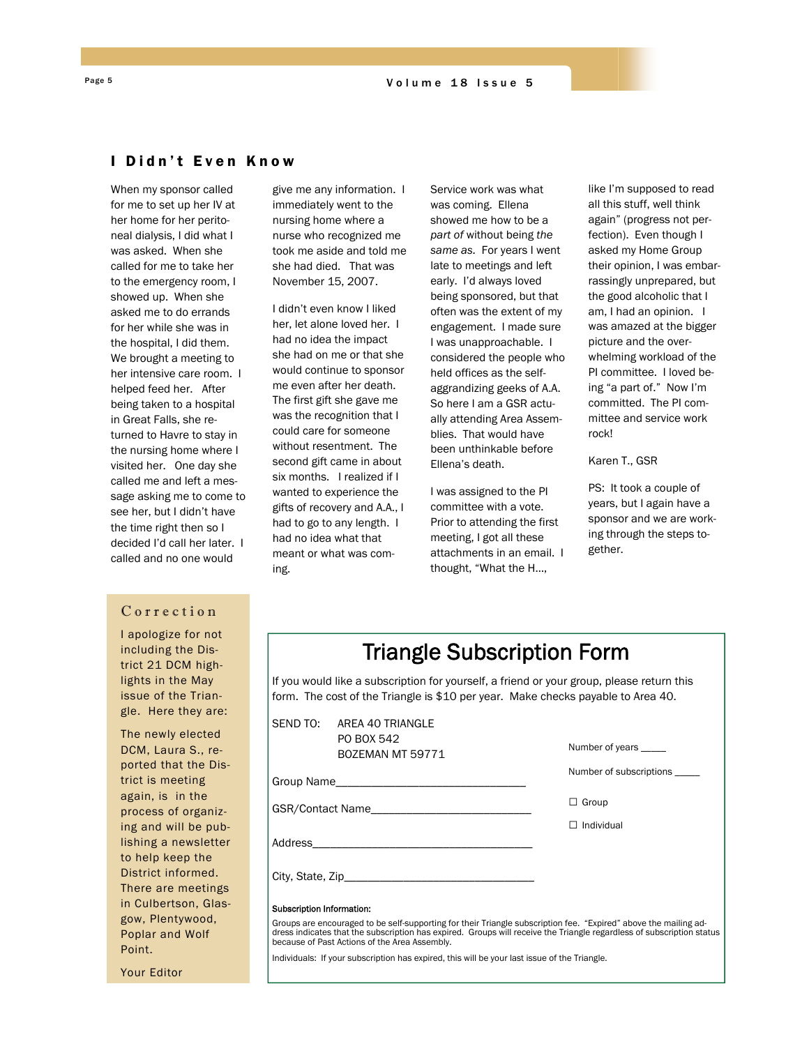## I Didn't Even Know

When my sponsor called for me to set up her IV at her home for her peritoneal dialysis, I did what I was asked. When she called for me to take her to the emergency room, I showed up. When she asked me to do errands for her while she was in the hospital, I did them. We brought a meeting to her intensive care room. I helped feed her. After being taken to a hospital in Great Falls, she returned to Havre to stay in the nursing home where I visited her. One day she called me and left a message asking me to come to see her, but I didn't have the time right then so I decided I'd call her later. I called and no one would give me any information. I immediately went to the nursing home where a nurse who recognized me took me aside and told me she had died. That was November 15, 2007.

I didn't even know I liked her, let alone loved her. I had no idea the impact she had on me or that she would continue to sponsor me even after her death. The first gift she gave me was the recognition that I could care for someone without resentment. The second gift came in about six months. I realized if I wanted to experience the gifts of recovery and A.A., I had to go to any length. I had no idea what that meant or what was coming.

Service work was what was coming. Ellena showed me how to be a *part of* without being *the same as.* For years I went late to meetings and left early. I'd always loved being sponsored, but that often was the extent of my engagement. I made sure I was unapproachable. I considered the people who held offices as the self-aggrandizing geeks of A.A. So here I am a GSR actually attending Area Assemblies. That would have been unthinkable before Ellena's death.

I was assigned to the PI committee with a vote. Prior to attending the first meeting, I got all these attachments in an email. I thought, "What the H..., like I'm supposed to read all this stuff, well think again" (progress not perfection). Even though I asked my Home Group their opinion, I was embarrassingly unprepared, but the good alcoholic that I am, I had an opinion. I was amazed at the bigger picture and the overwhelming workload of the PI committee. I loved being "a part of." Now I'm committed. The PI committee and service work rock!

Karen T., GSR

PS: It took a couple of years, but I again have a sponsor and we are working through the steps together.

### Correction

I apologize for not including the District 21 DCM highlights in the May issue of the Triangle. Here they are:

The newly elected DCM, Laura S., reported that the District is meeting again, is in the process of organizing and will be publishing a newsletter to help keep the District informed. There are meetings in Culbertson, Glasgow, Plentywood, Poplar and Wolf Point.

Your Editor

## Triangle Subscription Form

If you would like a subscription for yourself, a friend or your group, please return this form. The cost of the Triangle is $10 per year. Make checks payable to Area 40.

SEND TO: AREA 40 TRIANGLE
PO BOX 542
BOZEMAN MT 59771

Number of years _____

Number of subscriptions _____

☐ Group

☐ Individual

Group Name_______________________________

GSR/Contact Name___________________________

Address_____________________________________

City, State, Zip_______________________________

**Subscription Information:**

Groups are encouraged to be self-supporting for their Triangle subscription fee. "Expired" above the mailing address indicates that the subscription has expired. Groups will receive the Triangle regardless of subscription status because of Past Actions of the Area Assembly.

Individuals: If your subscription has expired, this will be your last issue of the Triangle.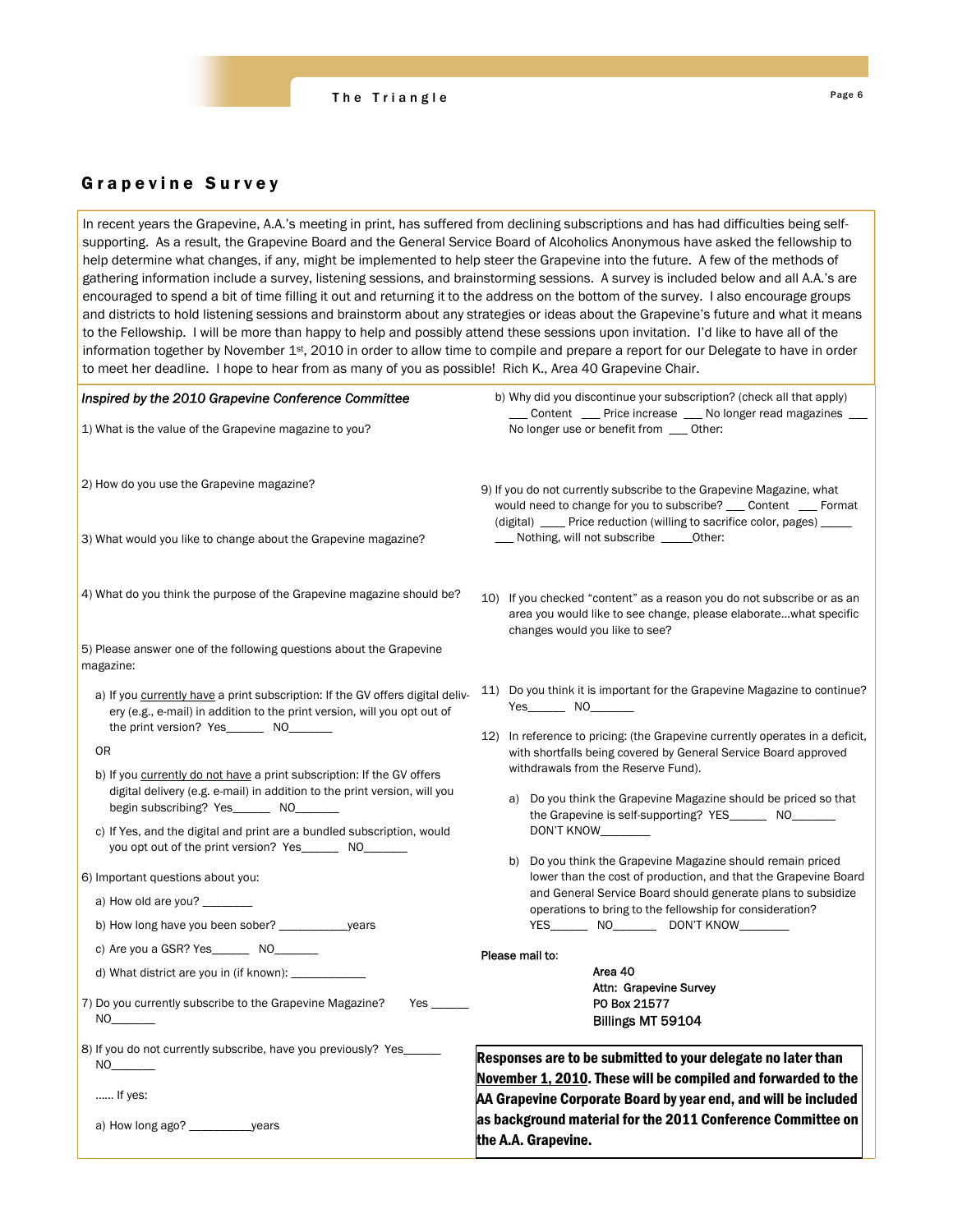## Grapevine Survey

In recent years the Grapevine, A.A.'s meeting in print, has suffered from declining subscriptions and has had difficulties being self-supporting. As a result, the Grapevine Board and the General Service Board of Alcoholics Anonymous have asked the fellowship to help determine what changes, if any, might be implemented to help steer the Grapevine into the future. A few of the methods of gathering information include a survey, listening sessions, and brainstorming sessions. A survey is included below and all A.A.'s are encouraged to spend a bit of time filling it out and returning it to the address on the bottom of the survey. I also encourage groups and districts to hold listening sessions and brainstorm about any strategies or ideas about the Grapevine's future and what it means to the Fellowship. I will be more than happy to help and possibly attend these sessions upon invitation. I'd like to have all of the information together by November 1st, 2010 in order to allow time to compile and prepare a report for our Delegate to have in order to meet her deadline. I hope to hear from as many of you as possible! Rich K., Area 40 Grapevine Chair.

*Inspired by the 2010 Grapevine Conference Committee*

1) What is the value of the Grapevine magazine to you?

2) How do you use the Grapevine magazine?

3) What would you like to change about the Grapevine magazine?

4) What do you think the purpose of the Grapevine magazine should be?

5) Please answer one of the following questions about the Grapevine magazine:

a) If you currently have a print subscription: If the GV offers digital delivery (e.g., e-mail) in addition to the print version, will you opt out of the print version? Yes______ NO_______

OR

b) If you currently do not have a print subscription: If the GV offers digital delivery (e.g. e-mail) in addition to the print version, will you begin subscribing? Yes______ NO_______

c) If Yes, and the digital and print are a bundled subscription, would you opt out of the print version? Yes______ NO_______

6) Important questions about you:

a) How old are you? ________

b) How long have you been sober? ___________years

c) Are you a GSR? Yes______ NO_______

d) What district are you in (if known): ____________

7) Do you currently subscribe to the Grapevine Magazine? Yes ______ NO_______

8) If you do not currently subscribe, have you previously? Yes______ NO_______

...... If yes:

a) How long ago? __________years

b) Why did you discontinue your subscription? (check all that apply) ___ Content ___ Price increase ___ No longer read magazines ___ No longer use or benefit from ___ Other:

9) If you do not currently subscribe to the Grapevine Magazine, what would need to change for you to subscribe? ___ Content ___ Format (digital) ____ Price reduction (willing to sacrifice color, pages) _____ ___ Nothing, will not subscribe _____Other:

10) If you checked "content" as a reason you do not subscribe or as an area you would like to see change, please elaborate…what specific changes would you like to see?

11) Do you think it is important for the Grapevine Magazine to continue? Yes______ NO_______

12) In reference to pricing: (the Grapevine currently operates in a deficit, with shortfalls being covered by General Service Board approved withdrawals from the Reserve Fund).

a) Do you think the Grapevine Magazine should be priced so that the Grapevine is self-supporting? YES______ NO_______ DON'T KNOW________

b) Do you think the Grapevine Magazine should remain priced lower than the cost of production, and that the Grapevine Board and General Service Board should generate plans to subsidize operations to bring to the fellowship for consideration? YES______ NO_______ DON'T KNOW________

Please mail to:

Area 40
Attn: Grapevine Survey
PO Box 21577
Billings MT 59104

**Responses are to be submitted to your delegate no later than <u>November 1, 2010</u>. These will be compiled and forwarded to the AA Grapevine Corporate Board by year end, and will be included as background material for the 2011 Conference Committee on the A.A. Grapevine.**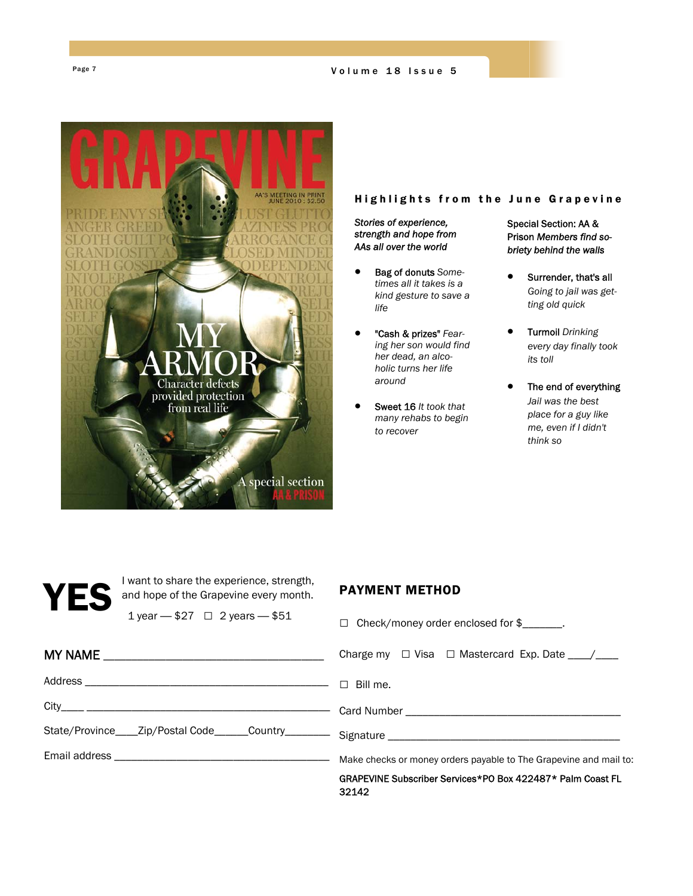## Highlights from the June Grapevine

*Stories of experience, strength and hope from AAs all over the world*

- **Bag of donuts** *Sometimes all it takes is a kind gesture to save a life*
- **"Cash & prizes"** *Fearing her son would find her dead, an alcoholic turns her life around*
- **Sweet 16** *It took that many rehabs to begin to recover*

Special Section: AA & Prison *Members find sobriety behind the walls*

- **Surrender, that's all** *Going to jail was getting old quick*
- **Turmoil** *Drinking every day finally took its toll*
- **The end of everything** *Jail was the best place for a guy like me, even if I didn't think so*

# YES

I want to share the experience, strength, and hope of the Grapevine every month.

1 year — $27 ☐ 2 years — $51

MY NAME ___________________________________

Address ___________________________________________

City____ ___________________________________________

State/Province____Zip/Postal Code______Country________

Email address _____________________________________

## PAYMENT METHOD

☐ Check/money order enclosed for $_______.

Charge my ☐ Visa ☐ Mastercard Exp. Date ____/____

☐ Bill me.

Card Number _____________________________________

Signature _________________________________________

Make checks or money orders payable to The Grapevine and mail to:

GRAPEVINE Subscriber Services*PO Box 422487* Palm Coast FL 32142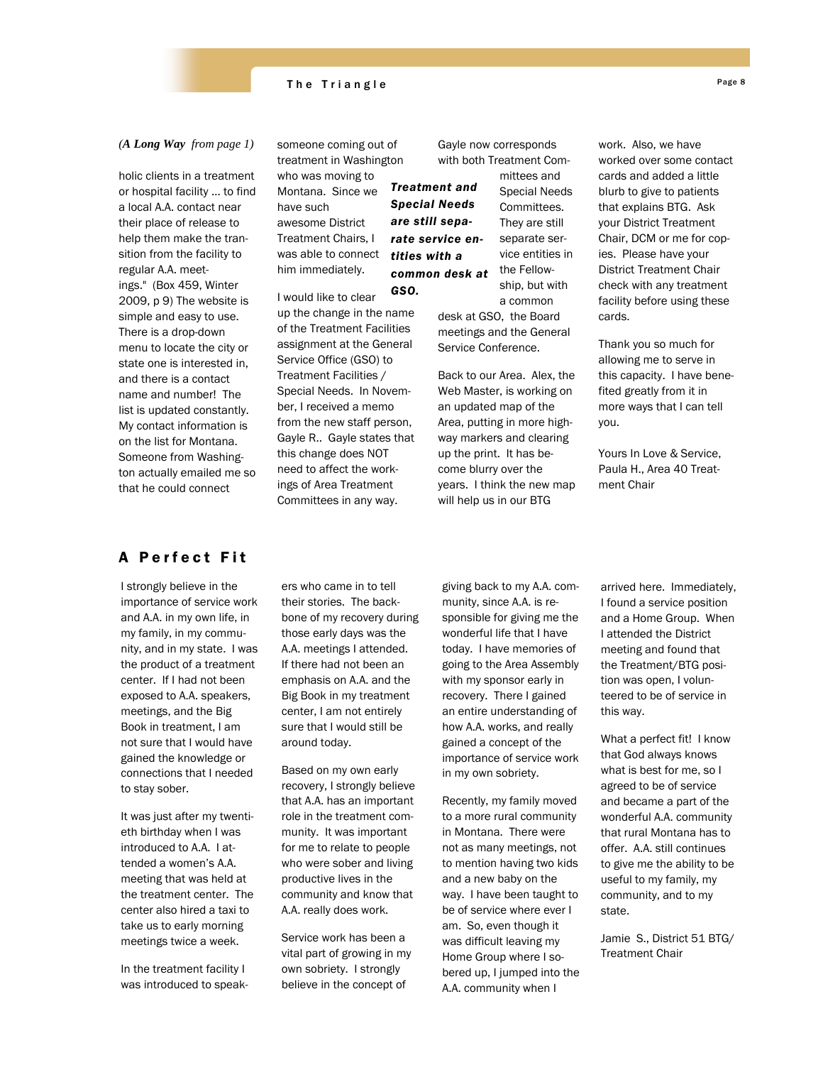*(A Long Way from page 1)*

holic clients in a treatment or hospital facility ... to find a local A.A. contact near their place of release to help them make the transition from the facility to regular A.A. meetings." (Box 459, Winter 2009, p 9) The website is simple and easy to use. There is a drop-down menu to locate the city or state one is interested in, and there is a contact name and number! The list is updated constantly. My contact information is on the list for Montana. Someone from Washington actually emailed me so that he could connect someone coming out of treatment in Washington who was moving to Montana. Since we have such awesome District Treatment Chairs, I was able to connect him immediately.

***Treatment and Special Needs are still separate service entities with a common desk at GSO.***

I would like to clear up the change in the name of the Treatment Facilities assignment at the General Service Office (GSO) to Treatment Facilities / Special Needs. In November, I received a memo from the new staff person, Gayle R.. Gayle states that this change does NOT need to affect the workings of Area Treatment Committees in any way. Gayle now corresponds with both Treatment Committees and Special Needs Committees. They are still separate service entities in the Fellowship, but with a common desk at GSO, the Board meetings and the General Service Conference.

Back to our Area. Alex, the Web Master, is working on an updated map of the Area, putting in more highway markers and clearing up the print. It has become blurry over the years. I think the new map will help us in our BTG work. Also, we have worked over some contact cards and added a little blurb to give to patients that explains BTG. Ask your District Treatment Chair, DCM or me for copies. Please have your District Treatment Chair check with any treatment facility before using these cards.

Thank you so much for allowing me to serve in this capacity. I have benefited greatly from it in more ways that I can tell you.

Yours In Love & Service,
Paula H., Area 40 Treatment Chair

## A Perfect Fit

I strongly believe in the importance of service work and A.A. in my own life, in my family, in my community, and in my state. I was the product of a treatment center. If I had not been exposed to A.A. speakers, meetings, and the Big Book in treatment, I am not sure that I would have gained the knowledge or connections that I needed to stay sober.

It was just after my twentieth birthday when I was introduced to A.A. I attended a women's A.A. meeting that was held at the treatment center. The center also hired a taxi to take us to early morning meetings twice a week.

In the treatment facility I was introduced to speakers who came in to tell their stories. The backbone of my recovery during those early days was the A.A. meetings I attended. If there had not been an emphasis on A.A. and the Big Book in my treatment center, I am not entirely sure that I would still be around today.

Based on my own early recovery, I strongly believe that A.A. has an important role in the treatment community. It was important for me to relate to people who were sober and living productive lives in the community and know that A.A. really does work.

Service work has been a vital part of growing in my own sobriety. I strongly believe in the concept of giving back to my A.A. community, since A.A. is responsible for giving me the wonderful life that I have today. I have memories of going to the Area Assembly with my sponsor early in recovery. There I gained an entire understanding of how A.A. works, and really gained a concept of the importance of service work in my own sobriety.

Recently, my family moved to a more rural community in Montana. There were not as many meetings, not to mention having two kids and a new baby on the way. I have been taught to be of service where ever I am. So, even though it was difficult leaving my Home Group where I sobered up, I jumped into the A.A. community when I arrived here. Immediately, I found a service position and a Home Group. When I attended the District meeting and found that the Treatment/BTG position was open, I volunteered to be of service in this way.

What a perfect fit! I know that God always knows what is best for me, so I agreed to be of service and became a part of the wonderful A.A. community that rural Montana has to offer. A.A. still continues to give me the ability to be useful to my family, my community, and to my state.

Jamie S., District 51 BTG/ Treatment Chair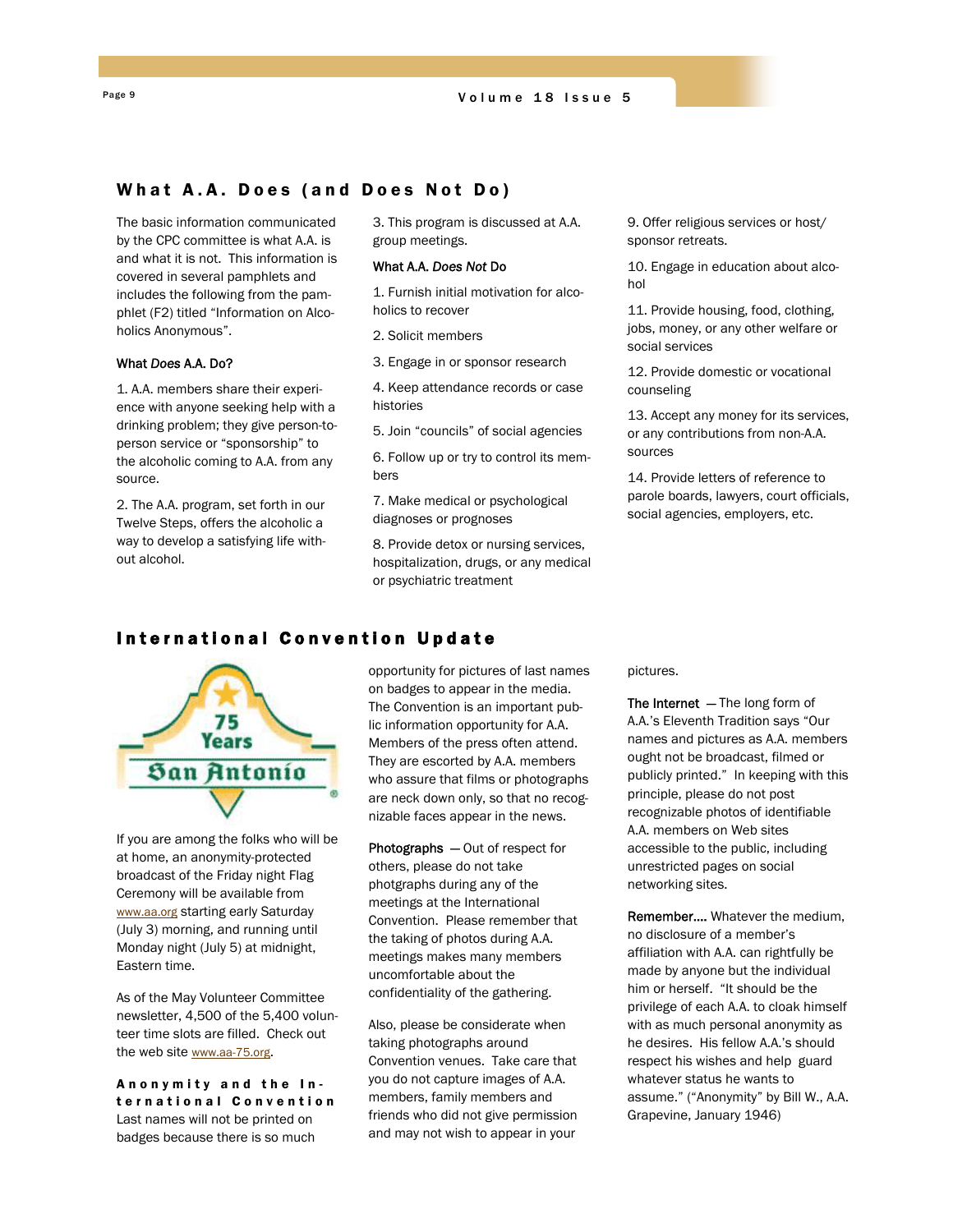## What A.A. Does (and Does Not Do)

The basic information communicated by the CPC committee is what A.A. is and what it is not. This information is covered in several pamphlets and includes the following from the pamphlet (F2) titled "Information on Alcoholics Anonymous".

### What *Does* A.A. Do?

1. A.A. members share their experience with anyone seeking help with a drinking problem; they give person-to-person service or "sponsorship" to the alcoholic coming to A.A. from any source.

2. The A.A. program, set forth in our Twelve Steps, offers the alcoholic a way to develop a satisfying life without alcohol.

3. This program is discussed at A.A. group meetings.

### What A.A. *Does Not* Do

1. Furnish initial motivation for alcoholics to recover

2. Solicit members

3. Engage in or sponsor research

4. Keep attendance records or case histories

5. Join "councils" of social agencies

6. Follow up or try to control its members

7. Make medical or psychological diagnoses or prognoses

8. Provide detox or nursing services, hospitalization, drugs, or any medical or psychiatric treatment

9. Offer religious services or host/sponsor retreats.

10. Engage in education about alcohol

11. Provide housing, food, clothing, jobs, money, or any other welfare or social services

12. Provide domestic or vocational counseling

13. Accept any money for its services, or any contributions from non-A.A. sources

14. Provide letters of reference to parole boards, lawyers, court officials, social agencies, employers, etc.

## International Convention Update

75 Years San Antonio

If you are among the folks who will be at home, an anonymity-protected broadcast of the Friday night Flag Ceremony will be available from www.aa.org starting early Saturday (July 3) morning, and running until Monday night (July 5) at midnight, Eastern time.

As of the May Volunteer Committee newsletter, 4,500 of the 5,400 volunteer time slots are filled. Check out the web site www.aa-75.org.

### Anonymity and the International Convention

Last names will not be printed on badges because there is so much opportunity for pictures of last names on badges to appear in the media. The Convention is an important public information opportunity for A.A. Members of the press often attend. They are escorted by A.A. members who assure that films or photographs are neck down only, so that no recognizable faces appear in the news.

**Photographs** — Out of respect for others, please do not take photgraphs during any of the meetings at the International Convention. Please remember that the taking of photos during A.A. meetings makes many members uncomfortable about the confidentiality of the gathering.

Also, please be considerate when taking photographs around Convention venues. Take care that you do not capture images of A.A. members, family members and friends who did not give permission and may not wish to appear in your pictures.

**The Internet** — The long form of A.A.'s Eleventh Tradition says "Our names and pictures as A.A. members ought not be broadcast, filmed or publicly printed." In keeping with this principle, please do not post recognizable photos of identifiable A.A. members on Web sites accessible to the public, including unrestricted pages on social networking sites.

**Remember….** Whatever the medium, no disclosure of a member's affiliation with A.A. can rightfully be made by anyone but the individual him or herself. "It should be the privilege of each A.A. to cloak himself with as much personal anonymity as he desires. His fellow A.A.'s should respect his wishes and help guard whatever status he wants to assume." ("Anonymity" by Bill W., A.A. Grapevine, January 1946)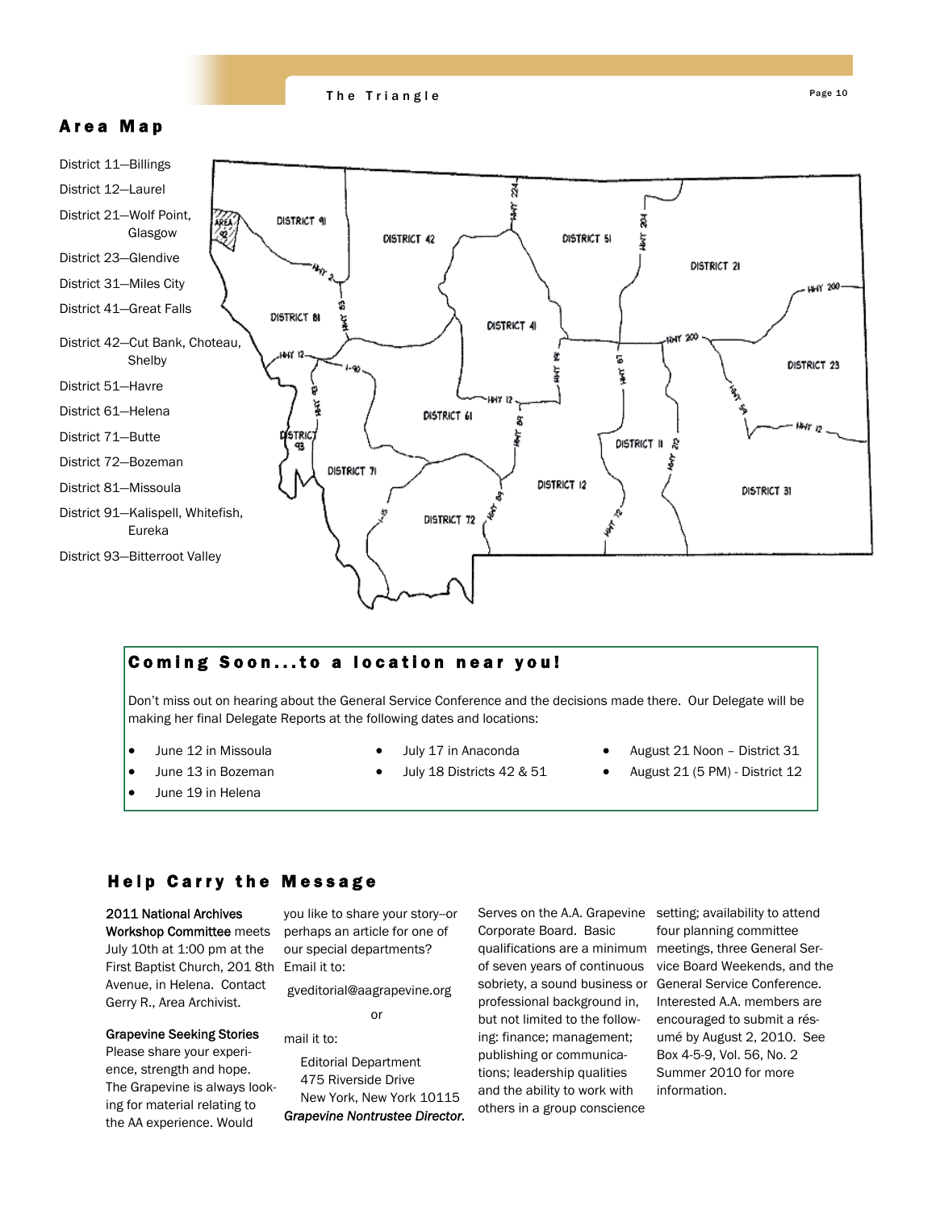## Area Map

District 11—Billings

District 12—Laurel

District 21—Wolf Point, Glasgow

District 23—Glendive

District 31—Miles City

District 41—Great Falls

District 42—Cut Bank, Choteau, Shelby

District 51—Havre

District 61—Helena

District 71—Butte

District 72—Bozeman

District 81—Missoula

District 91—Kalispell, Whitefish, Eureka

District 93—Bitterroot Valley

## Coming Soon...to a location near you!

Don't miss out on hearing about the General Service Conference and the decisions made there. Our Delegate will be making her final Delegate Reports at the following dates and locations:

- June 12 in Missoula
- June 13 in Bozeman
- June 19 in Helena
- July 17 in Anaconda
- July 18 Districts 42 & 51
- August 21 Noon – District 31
- August 21 (5 PM) - District 12

## Help Carry the Message

**2011 National Archives Workshop Committee** meets July 10th at 1:00 pm at the First Baptist Church, 201 8th Avenue, in Helena. Contact Gerry R., Area Archivist.

**Grapevine Seeking Stories**
Please share your experience, strength and hope. The Grapevine is always looking for material relating to the AA experience. Would you like to share your story--or perhaps an article for one of our special departments? Email it to:

gveditorial@aagrapevine.org

or

mail it to:

Editorial Department
475 Riverside Drive
New York, New York 10115

***Grapevine Nontrustee Director.*** Serves on the A.A. Grapevine Corporate Board. Basic qualifications are a minimum of seven years of continuous sobriety, a sound business or professional background in, but not limited to the following: finance; management; publishing or communications; leadership qualities and the ability to work with others in a group conscience setting; availability to attend four planning committee meetings, three General Service Board Weekends, and the General Service Conference. Interested A.A. members are encouraged to submit a résumé by August 2, 2010. See Box 4-5-9, Vol. 56, No. 2 Summer 2010 for more information.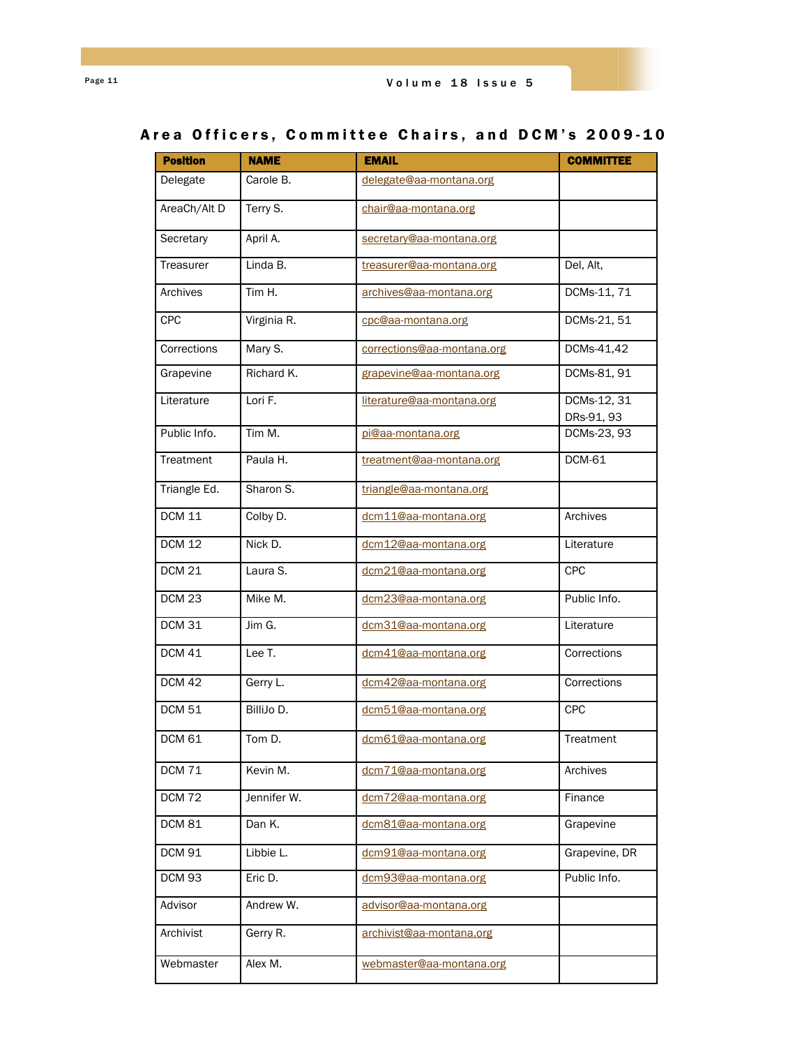## Area Officers, Committee Chairs, and DCM's 2009-10

| Position | NAME | EMAIL | COMMITTEE |
|---|---|---|---|
| Delegate | Carole B. | delegate@aa-montana.org | |
| AreaCh/Alt D | Terry S. | chair@aa-montana.org | |
| Secretary | April A. | secretary@aa-montana.org | |
| Treasurer | Linda B. | treasurer@aa-montana.org | Del, Alt, |
| Archives | Tim H. | archives@aa-montana.org | DCMs-11, 71 |
| CPC | Virginia R. | cpc@aa-montana.org | DCMs-21, 51 |
| Corrections | Mary S. | corrections@aa-montana.org | DCMs-41,42 |
| Grapevine | Richard K. | grapevine@aa-montana.org | DCMs-81, 91 |
| Literature | Lori F. | literature@aa-montana.org | DCMs-12, 31 DRs-91, 93 |
| Public Info. | Tim M. | pi@aa-montana.org | DCMs-23, 93 |
| Treatment | Paula H. | treatment@aa-montana.org | DCM-61 |
| Triangle Ed. | Sharon S. | triangle@aa-montana.org | |
| DCM 11 | Colby D. | dcm11@aa-montana.org | Archives |
| DCM 12 | Nick D. | dcm12@aa-montana.org | Literature |
| DCM 21 | Laura S. | dcm21@aa-montana.org | CPC |
| DCM 23 | Mike M. | dcm23@aa-montana.org | Public Info. |
| DCM 31 | Jim G. | dcm31@aa-montana.org | Literature |
| DCM 41 | Lee T. | dcm41@aa-montana.org | Corrections |
| DCM 42 | Gerry L. | dcm42@aa-montana.org | Corrections |
| DCM 51 | BilliJo D. | dcm51@aa-montana.org | CPC |
| DCM 61 | Tom D. | dcm61@aa-montana.org | Treatment |
| DCM 71 | Kevin M. | dcm71@aa-montana.org | Archives |
| DCM 72 | Jennifer W. | dcm72@aa-montana.org | Finance |
| DCM 81 | Dan K. | dcm81@aa-montana.org | Grapevine |
| DCM 91 | Libbie L. | dcm91@aa-montana.org | Grapevine, DR |
| DCM 93 | Eric D. | dcm93@aa-montana.org | Public Info. |
| Advisor | Andrew W. | advisor@aa-montana.org | |
| Archivist | Gerry R. | archivist@aa-montana.org | |
| Webmaster | Alex M. | webmaster@aa-montana.org | |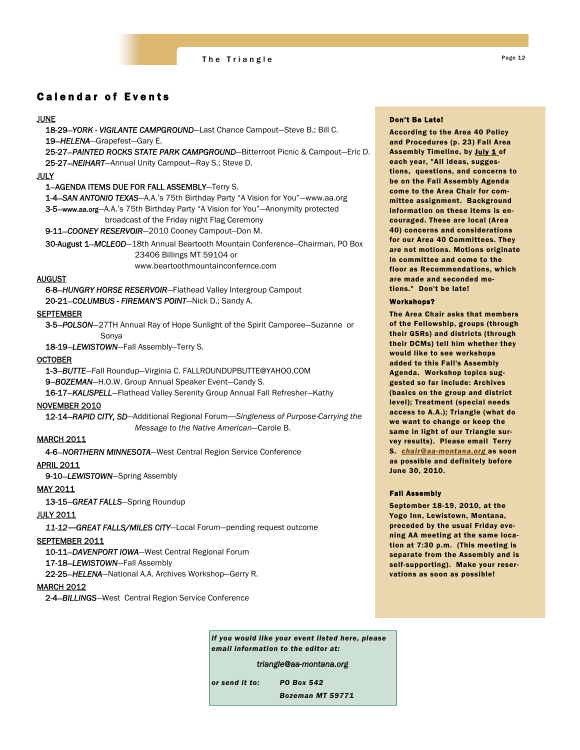## Calendar of Events

**JUNE**

18-29—*YORK - VIGILANTE CAMPGROUND*—Last Chance Campout—Steve B.; Bill C.

19—*HELENA*—Grapefest—Gary E.

25-27—*PAINTED ROCKS STATE PARK CAMPGROUND*—Bitterroot Picnic & Campout—Eric D.

25-27—*NEIHART*—Annual Unity Campout—Ray S.; Steve D.

**JULY**

1—AGENDA ITEMS DUE FOR FALL ASSEMBLY—Terry S.

1-4—*SAN ANTONIO TEXAS*—A.A.'s 75th Birthday Party "A Vision for You"—www.aa.org

3-5—www.aa.org—A.A.'s 75th Birthday Party "A Vision for You"—Anonymity protected broadcast of the Friday night Flag Ceremony

9-11—*COONEY RESERVOIR*—2010 Cooney Campout—Don M.

30-August 1—*MCLEOD*—18th Annual Beartooth Mountain Conference–Chairman, PO Box 23406 Billings MT 59104 or www.beartoothmountainconfernce.com

**AUGUST**

6-8—*HUNGRY HORSE RESERVOIR*—Flathead Valley Intergroup Campout

20-21—*COLUMBUS - FIREMAN'S POINT*—Nick D.; Sandy A.

**SEPTEMBER**

3-5—*POLSON*—27TH Annual Ray of Hope Sunlight of the Spirit Camporee—Suzanne or Sonya

18-19—*LEWISTOWN*—Fall Assembly–Terry S.

**OCTOBER**

1-3—*BUTTE*—Fall Roundup—Virginia C. FALLROUNDUPBUTTE@YAHOO.COM

9—*BOZEMAN*—H.O.W. Group Annual Speaker Event—Candy S.

16-17—*KALISPELL*—Flathead Valley Serenity Group Annual Fall Refresher—Kathy

**NOVEMBER 2010**

12-14—*RAPID CITY, SD*—Additional Regional Forum—*Singleness of Purpose-Carrying the Message to the Native American*—Carole B.

**MARCH 2011**

4-6—*NORTHERN MINNESOTA*—West Central Region Service Conference

**APRIL 2011**

9-10—*LEWISTOWN*—Spring Assembly

**MAY 2011**

13-15—*GREAT FALLS*—Spring Roundup

**JULY 2011**

*11-12*—*GREAT FALLS/MILES CITY*—Local Forum—pending request outcome

**SEPTEMBER 2011**

10-11—*DAVENPORT IOWA*—West Central Regional Forum

17-18—*LEWISTOWN*—Fall Assembly

22-25—*HELENA*—National A.A. Archives Workshop—Gerry R.

**MARCH 2012**

2-4—*BILLINGS*—West Central Region Service Conference

### Don't Be Late!

**According to the Area 40 Policy and Procedures (p. 23) Fall Area Assembly Timeline, by July 1 of each year, "All ideas, suggestions, questions, and concerns to be on the Fall Assembly Agenda come to the Area Chair for committee assignment. Background information on these items is encouraged. These are local (Area 40) concerns and considerations for our Area 40 Committees. They are not motions. Motions originate in committee and come to the floor as Recommendations, which are made and seconded motions." Don't be late!**

### Workshops?

**The Area Chair asks that members of the Fellowship, groups (through their GSRs) and districts (through their DCMs) tell him whether they would like to see workshops added to this Fall's Assembly Agenda. Workshop topics suggested so far include: Archives (basics on the group and district level); Treatment (special needs access to A.A.); Triangle (what do we want to change or keep the same in light of our Triangle survey results). Please email Terry S. *chair@aa-montana.org* as soon as possible and definitely before June 30, 2010.**

### Fall Assembly

**September 18-19, 2010, at the Yogo Inn, Lewistown, Montana, preceded by the usual Friday evening AA meeting at the same location at 7:30 p.m. (This meeting is separate from the Assembly and is self-supporting). Make your reservations as soon as possible!**

*If you would like your event listed here, please email information to the editor at:*

*triangle@aa-montana.org*

*or send it to:* ***PO Box 542***
***Bozeman MT 59771***